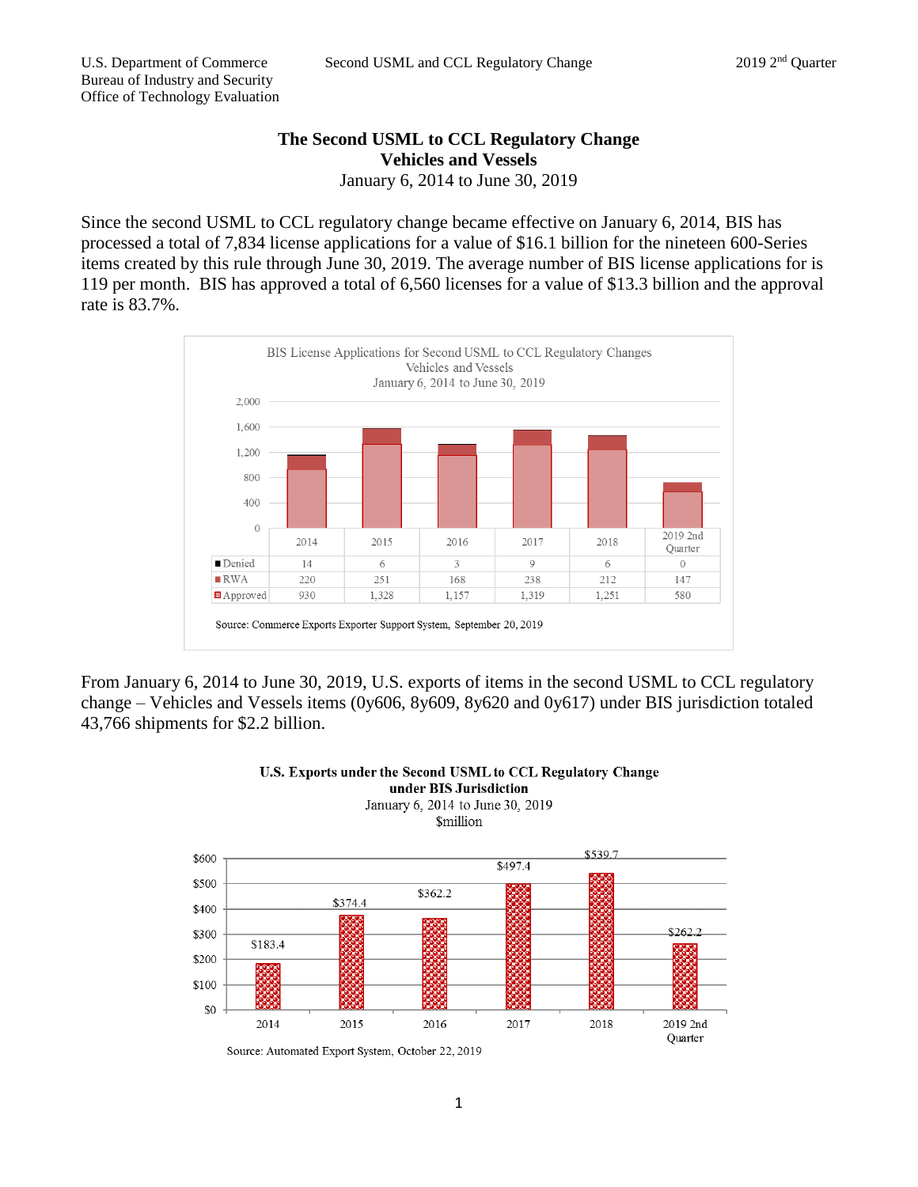# The Second USML to CCL Regulatory Change
## Vehicles and Vessels
January 6, 2014 to June 30, 2019

Since the second USML to CCL regulatory change became effective on January 6, 2014, BIS has processed a total of 7,834 license applications for a value of $16.1 billion for the nineteen 600-Series items created by this rule through June 30, 2019. The average number of BIS license applications for is 119 per month. BIS has approved a total of 6,560 licenses for a value of $13.3 billion and the approval rate is 83.7%.

BIS License Applications for Second USML to CCL Regulatory Changes
Vehicles and Vessels
January 6, 2014 to June 30, 2019

| | 2014 | 2015 | 2016 | 2017 | 2018 | 2019 2nd Quarter |
|---|---|---|---|---|---|---|
| Denied | 14 | 6 | 3 | 9 | 6 | 0 |
| RWA | 220 | 251 | 168 | 238 | 212 | 147 |
| Approved | 930 | 1,328 | 1,157 | 1,319 | 1,251 | 580 |

Source: Commerce Exports Exporter Support System, September 20, 2019

From January 6, 2014 to June 30, 2019, U.S. exports of items in the second USML to CCL regulatory change – Vehicles and Vessels items (0y606, 8y609, 8y620 and 0y617) under BIS jurisdiction totaled 43,766 shipments for $2.2 billion.

**U.S. Exports under the Second USML to CCL Regulatory Change under BIS Jurisdiction**
January 6, 2014 to June 30, 2019
$million

| 2014 | 2015 | 2016 | 2017 | 2018 | 2019 2nd Quarter |
|---|---|---|---|---|---|
| $183.4 | $374.4 | $362.2 | $497.4 | $539.7 | $262.2 |

Source: Automated Export System, October 22, 2019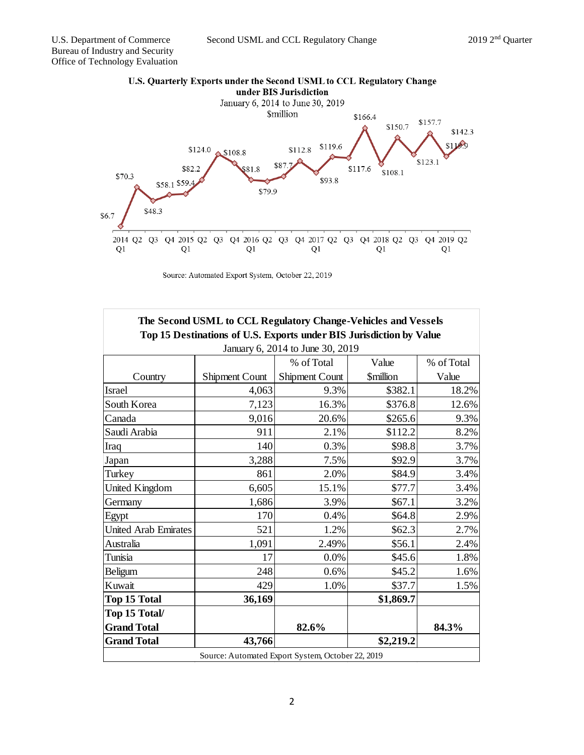**U.S. Quarterly Exports under the Second USML to CCL Regulatory Change under BIS Jurisdiction**

January 6, 2014 to June 30, 2019

$million

| Quarter | Value ($million) |
|---|---|
| 2014 Q1 | $6.7 |
| Q2 | $70.3 |
| Q3 | $48.3 |
| Q4 | $58.1 |
| 2015 Q1 | $59.4 |
| Q2 | $82.2 |
| Q3 | $124.0 |
| Q4 | $108.8 |
| 2016 Q1 | $81.8 |
| Q2 | $79.9 |
| Q3 | $87.7 |
| Q4 | $112.8 |
| 2017 Q1 | $93.8 |
| Q2 | $119.6 |
| Q3 | $117.6 |
| Q4 | $166.4 |
| 2018 Q1 | $108.1 |
| Q2 | $150.7 |
| Q3 | $123.1 |
| Q4 | $157.7 |
| 2019 Q1 | $119.9 |
| Q2 | $142.3 |

Source: Automated Export System, October 22, 2019

**The Second USML to CCL Regulatory Change-Vehicles and Vessels**
**Top 15 Destinations of U.S. Exports under BIS Jurisdiction by Value**

January 6, 2014 to June 30, 2019

| Country | Shipment Count | % of Total Shipment Count | Value $million | % of Total Value |
|---|---|---|---|---|
| Israel | 4,063 | 9.3% | $382.1 | 18.2% |
| South Korea | 7,123 | 16.3% | $376.8 | 12.6% |
| Canada | 9,016 | 20.6% | $265.6 | 9.3% |
| Saudi Arabia | 911 | 2.1% | $112.2 | 8.2% |
| Iraq | 140 | 0.3% | $98.8 | 3.7% |
| Japan | 3,288 | 7.5% | $92.9 | 3.7% |
| Turkey | 861 | 2.0% | $84.9 | 3.4% |
| United Kingdom | 6,605 | 15.1% | $77.7 | 3.4% |
| Germany | 1,686 | 3.9% | $67.1 | 3.2% |
| Egypt | 170 | 0.4% | $64.8 | 2.9% |
| United Arab Emirates | 521 | 1.2% | $62.3 | 2.7% |
| Australia | 1,091 | 2.49% | $56.1 | 2.4% |
| Tunisia | 17 | 0.0% | $45.6 | 1.8% |
| Beligum | 248 | 0.6% | $45.2 | 1.6% |
| Kuwait | 429 | 1.0% | $37.7 | 1.5% |
| **Top 15 Total** | **36,169** | | **$1,869.7** | |
| **Top 15 Total/ Grand Total** | | **82.6%** | | **84.3%** |
| **Grand Total** | **43,766** | | **$2,219.2** | |

Source: Automated Export System, October 22, 2019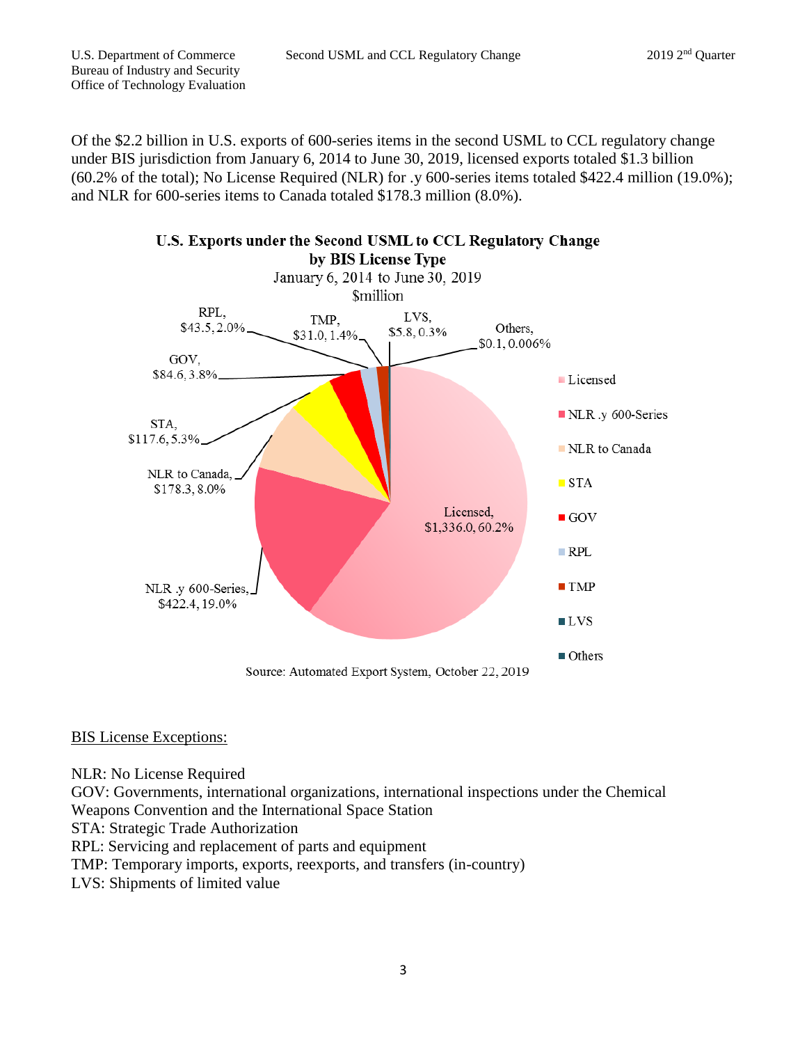Of the $2.2 billion in U.S. exports of 600-series items in the second USML to CCL regulatory change under BIS jurisdiction from January 6, 2014 to June 30, 2019, licensed exports totaled $1.3 billion (60.2% of the total); No License Required (NLR) for .y 600-series items totaled $422.4 million (19.0%); and NLR for 600-series items to Canada totaled $178.3 million (8.0%).

**U.S. Exports under the Second USML to CCL Regulatory Change by BIS License Type**

January 6, 2014 to June 30, 2019

$million

RPL, $43.5, 2.0%

TMP, $31.0, 1.4%

LVS, $5.8, 0.3%

Others, $0.1, 0.006%

GOV, $84.6, 3.8%

STA, $117.6, 5.3%

NLR to Canada, $178.3, 8.0%

NLR .y 600-Series, $422.4, 19.0%

Licensed, $1,336.0, 60.2%

Licensed

NLR .y 600-Series

NLR to Canada

STA

GOV

RPL

TMP

LVS

Others

Source: Automated Export System, October 22, 2019

<u>BIS License Exceptions:</u>

NLR: No License Required
GOV: Governments, international organizations, international inspections under the Chemical Weapons Convention and the International Space Station
STA: Strategic Trade Authorization
RPL: Servicing and replacement of parts and equipment
TMP: Temporary imports, exports, reexports, and transfers (in-country)
LVS: Shipments of limited value